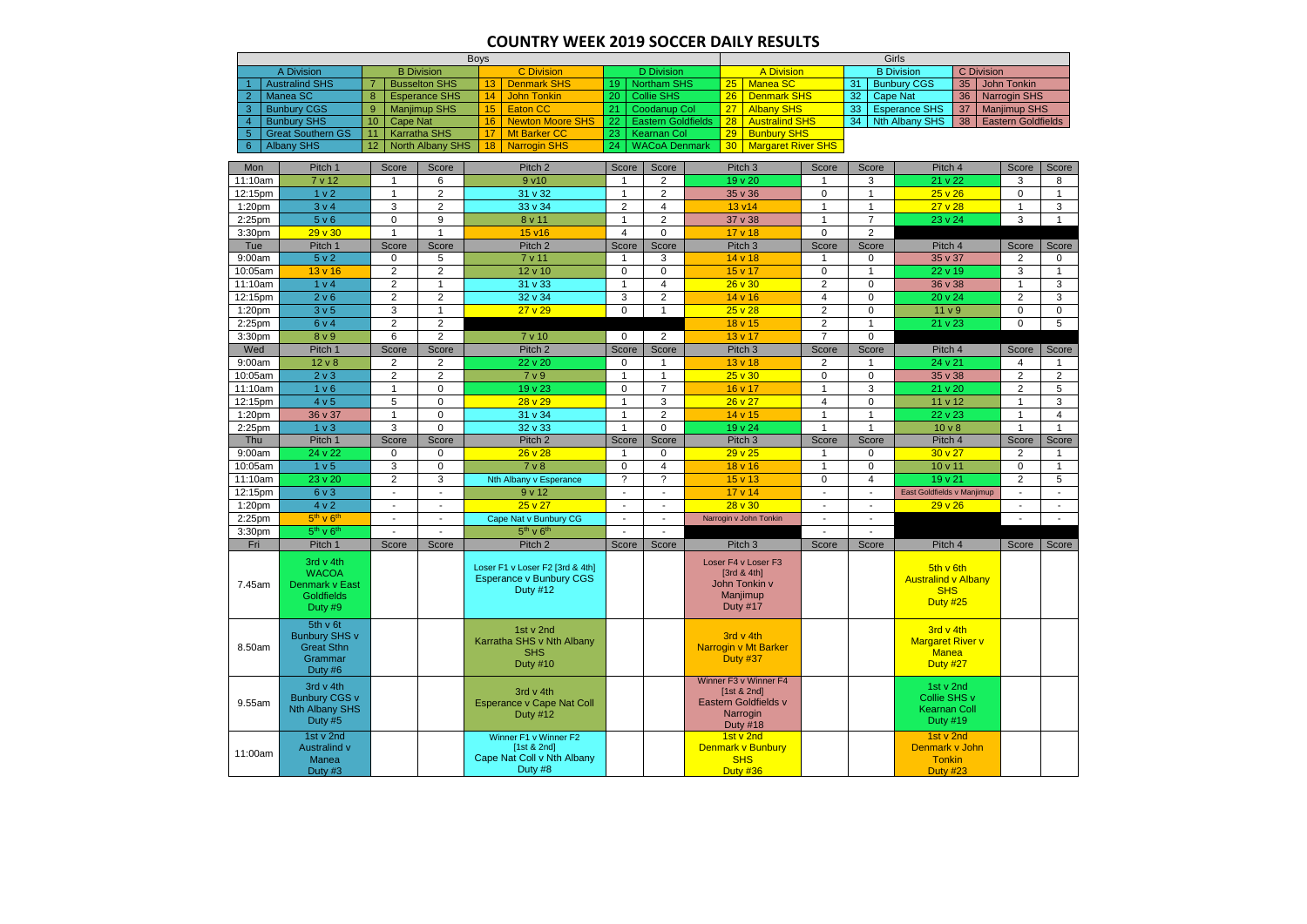# COUNTRY WEEK 2019 SOCCER DAILY RESULTS

| Boys | | | | | | | | Girls | | | | | |
|---|---|---|---|---|---|---|---|---|---|---|---|---|---|
| A Division | | B Division | | C Division | | D Division | | A Division | | B Division | | C Division | |
| 1 | Australind SHS | 7 | Busselton SHS | 13 | Denmark SHS | 19 | Northam SHS | 25 | Manea SC | 31 | Bunbury CGS | 35 | John Tonkin |
| 2 | Manea SC | 8 | Esperance SHS | 14 | John Tonkin | 20 | Collie SHS | 26 | Denmark SHS | 32 | Cape Nat | 36 | Narrogin SHS |
| 3 | Bunbury CGS | 9 | Manjimup SHS | 15 | Eaton CC | 21 | Coodanup Col | 27 | Albany SHS | 33 | Esperance SHS | 37 | Manjimup SHS |
| 4 | Bunbury SHS | 10 | Cape Nat | 16 | Newton Moore SHS | 22 | Eastern Goldfields | 28 | Australind SHS | 34 | Nth Albany SHS | 38 | Eastern Goldfields |
| 5 | Great Southern GS | 11 | Karratha SHS | 17 | Mt Barker CC | 23 | Kearnan Col | 29 | Bunbury SHS | | | | |
| 6 | Albany SHS | 12 | North Albany SHS | 18 | Narrogin SHS | 24 | WACoA Denmark | 30 | Margaret River SHS | | | | |

| Mon | Pitch 1 | Score | Score | Pitch 2 | Score | Score | Pitch 3 | Score | Score | Pitch 4 | Score | Score |
|---|---|---|---|---|---|---|---|---|---|---|---|---|
| 11:10am | 7 v 12 | 1 | 6 | 9 v10 | 1 | 2 | 19 v 20 | 1 | 3 | 21 v 22 | 3 | 8 |
| 12:15pm | 1 v 2 | 1 | 2 | 31 v 32 | 1 | 2 | 35 v 36 | 0 | 1 | 25 v 26 | 0 | 1 |
| 1:20pm | 3 v 4 | 3 | 2 | 33 v 34 | 2 | 4 | 13 v14 | 1 | 1 | 27 v 28 | 1 | 3 |
| 2:25pm | 5 v 6 | 0 | 9 | 8 v 11 | 1 | 2 | 37 v 38 | 1 | 7 | 23 v 24 | 3 | 1 |
| 3:30pm | 29 v 30 | 1 | 1 | 15 v16 | 4 | 0 | 17 v 18 | 0 | 2 | | | |
| Tue | Pitch 1 | Score | Score | Pitch 2 | Score | Score | Pitch 3 | Score | Score | Pitch 4 | Score | Score |
| 9:00am | 5 v 2 | 0 | 5 | 7 v 11 | 1 | 3 | 14 v 18 | 1 | 0 | 35 v 37 | 2 | 0 |
| 10:05am | 13 v 16 | 2 | 2 | 12 v 10 | 0 | 0 | 15 v 17 | 0 | 1 | 22 v 19 | 3 | 1 |
| 11:10am | 1 v 4 | 2 | 1 | 31 v 33 | 1 | 4 | 26 v 30 | 2 | 0 | 36 v 38 | 1 | 3 |
| 12:15pm | 2 v 6 | 2 | 2 | 32 v 34 | 3 | 2 | 14 v 16 | 4 | 0 | 20 v 24 | 2 | 3 |
| 1:20pm | 3 v 5 | 3 | 1 | 27 v 29 | 0 | 1 | 25 v 28 | 2 | 0 | 11 v 9 | 0 | 0 |
| 2:25pm | 6 v 4 | 2 | 2 | | | | 18 v 15 | 2 | 1 | 21 v 23 | 0 | 5 |
| 3:30pm | 8 v 9 | 6 | 2 | 7 v 10 | 0 | 2 | 13 v 17 | 7 | 0 | | | |
| Wed | Pitch 1 | Score | Score | Pitch 2 | Score | Score | Pitch 3 | Score | Score | Pitch 4 | Score | Score |
| 9:00am | 12 v 8 | 2 | 2 | 22 v 20 | 0 | 1 | 13 v 18 | 2 | 1 | 24 v 21 | 4 | 1 |
| 10:05am | 2 v 3 | 2 | 2 | 7 v 9 | 1 | 1 | 25 v 30 | 0 | 0 | 35 v 38 | 2 | 2 |
| 11:10am | 1 v 6 | 1 | 0 | 19 v 23 | 0 | 7 | 16 v 17 | 1 | 3 | 21 v 20 | 2 | 5 |
| 12:15pm | 4 v 5 | 5 | 0 | 28 v 29 | 1 | 3 | 26 v 27 | 4 | 0 | 11 v 12 | 1 | 3 |
| 1:20pm | 36 v 37 | 1 | 0 | 31 v 34 | 1 | 2 | 14 v 15 | 1 | 1 | 22 v 23 | 1 | 4 |
| 2:25pm | 1 v 3 | 3 | 0 | 32 v 33 | 1 | 0 | 19 v 24 | 1 | 1 | 10 v 8 | 1 | 1 |
| Thu | Pitch 1 | Score | Score | Pitch 2 | Score | Score | Pitch 3 | Score | Score | Pitch 4 | Score | Score |
| 9:00am | 24 v 22 | 0 | 0 | 26 v 28 | 1 | 0 | 29 v 25 | 1 | 0 | 30 v 27 | 2 | 1 |
| 10:05am | 1 v 5 | 3 | 0 | 7 v 8 | 0 | 4 | 18 v 16 | 1 | 0 | 10 v 11 | 0 | 1 |
| 11:10am | 23 v 20 | 2 | 3 | Nth Albany v Esperance | ? | ? | 15 v 13 | 0 | 4 | 19 v 21 | 2 | 5 |
| 12:15pm | 6 v 3 | - | - | 9 v 12 | - | - | 17 v 14 | - | - | East Goldfields v Manjimup | - | - |
| 1:20pm | 4 v 2 | - | - | 25 v 27 | - | - | 28 v 30 | - | - | 29 v 26 | - | - |
| 2:25pm | 5th v 6th | - | - | Cape Nat v Bunbury CG | - | - | Narrogin v John Tonkin | - | - | | - | - |
| 3:30pm | 5th v 6th | - | - | 5th v 6th | - | - | | - | - | | | |
| Fri | Pitch 1 | Score | Score | Pitch 2 | Score | Score | Pitch 3 | Score | Score | Pitch 4 | Score | Score |
| 7.45am | 3rd v 4th WACOA Denmark v East Goldfields Duty #9 | | | Loser F1 v Loser F2 [3rd & 4th] Esperance v Bunbury CGS Duty #12 | | | Loser F4 v Loser F3 [3rd & 4th] John Tonkin v Manjimup Duty #17 | | | 5th v 6th Australind v Albany SHS Duty #25 | | |
| 8.50am | 5th v 6t Bunbury SHS v Great Sthn Grammar Duty #6 | | | 1st v 2nd Karratha SHS v Nth Albany SHS Duty #10 | | | 3rd v 4th Narrogin v Mt Barker Duty #37 | | | 3rd v 4th Margaret River v Manea Duty #27 | | |
| 9.55am | 3rd v 4th Bunbury CGS v Nth Albany SHS Duty #5 | | | 3rd v 4th Esperance v Cape Nat Coll Duty #12 | | | Winner F3 v Winner F4 [1st & 2nd] Eastern Goldfields v Narrogin Duty #18 | | | 1st v 2nd Collie SHS v Kearnan Coll Duty #19 | | |
| 11:00am | 1st v 2nd Australind v Manea Duty #3 | | | Winner F1 v Winner F2 [1st & 2nd] Cape Nat Coll v Nth Albany Duty #8 | | | 1st v 2nd Denmark v Bunbury SHS Duty #36 | | | 1st v 2nd Denmark v John Tonkin Duty #23 | | |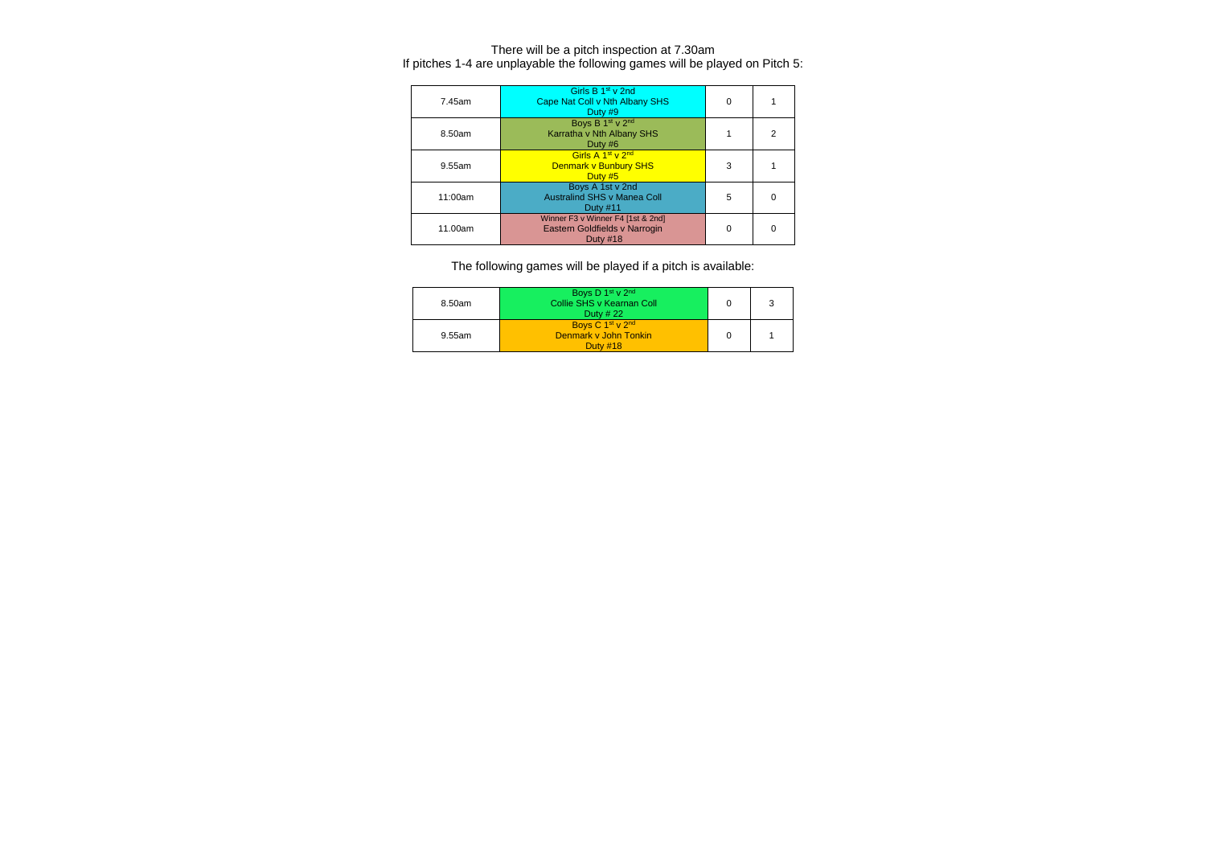There will be a pitch inspection at 7.30am
If pitches 1-4 are unplayable the following games will be played on Pitch 5:

| | | | |
|---|---|---|---|
| 7.45am | Girls B 1st v 2nd<br>Cape Nat Coll v Nth Albany SHS<br>Duty #9 | 0 | 1 |
| 8.50am | Boys B 1st v 2nd<br>Karratha v Nth Albany SHS<br>Duty #6 | 1 | 2 |
| 9.55am | Girls A 1st v 2nd<br>Denmark v Bunbury SHS<br>Duty #5 | 3 | 1 |
| 11:00am | Boys A 1st v 2nd<br>Australind SHS v Manea Coll<br>Duty #11 | 5 | 0 |
| 11.00am | Winner F3 v Winner F4 [1st & 2nd]<br>Eastern Goldfields v Narrogin<br>Duty #18 | 0 | 0 |

The following games will be played if a pitch is available:

| | | | |
|---|---|---|---|
| 8.50am | Boys D 1st v 2nd<br>Collie SHS v Kearnan Coll<br>Duty # 22 | 0 | 3 |
| 9.55am | Boys C 1st v 2nd<br>Denmark v John Tonkin<br>Duty #18 | 0 | 1 |